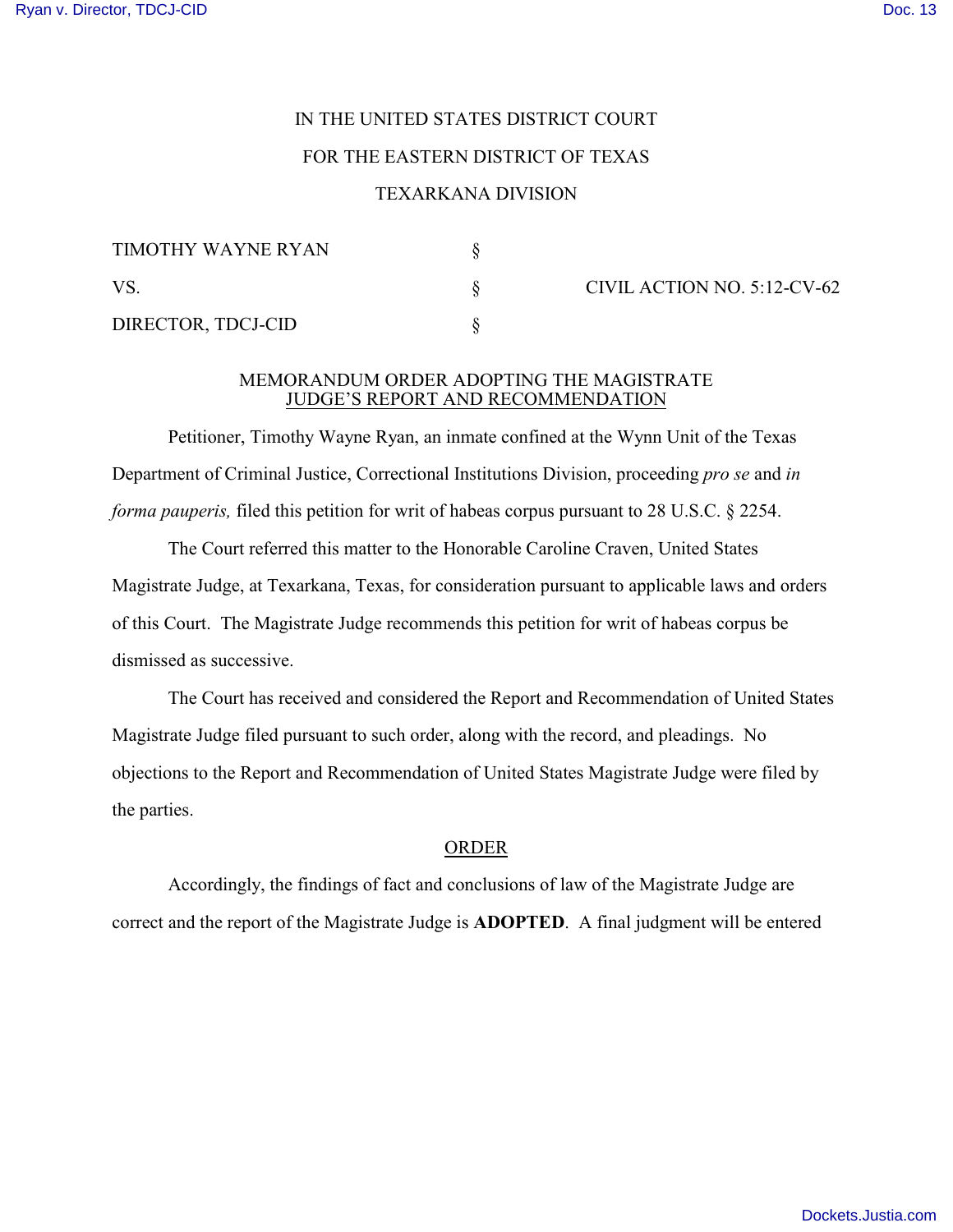IN THE UNITED STATES DISTRICT COURT

FOR THE EASTERN DISTRICT OF TEXAS

TEXARKANA DIVISION

| | | |
|---|---|---|
| TIMOTHY WAYNE RYAN | § | |
| VS. | § | CIVIL ACTION NO. 5:12-CV-62 |
| DIRECTOR, TDCJ-CID | § | |

MEMORANDUM ORDER ADOPTING THE MAGISTRATE JUDGE'S REPORT AND RECOMMENDATION

Petitioner, Timothy Wayne Ryan, an inmate confined at the Wynn Unit of the Texas Department of Criminal Justice, Correctional Institutions Division, proceeding *pro se* and *in forma pauperis,* filed this petition for writ of habeas corpus pursuant to 28 U.S.C. § 2254.

The Court referred this matter to the Honorable Caroline Craven, United States Magistrate Judge, at Texarkana, Texas, for consideration pursuant to applicable laws and orders of this Court. The Magistrate Judge recommends this petition for writ of habeas corpus be dismissed as successive.

The Court has received and considered the Report and Recommendation of United States Magistrate Judge filed pursuant to such order, along with the record, and pleadings. No objections to the Report and Recommendation of United States Magistrate Judge were filed by the parties.

ORDER

Accordingly, the findings of fact and conclusions of law of the Magistrate Judge are correct and the report of the Magistrate Judge is **ADOPTED**. A final judgment will be entered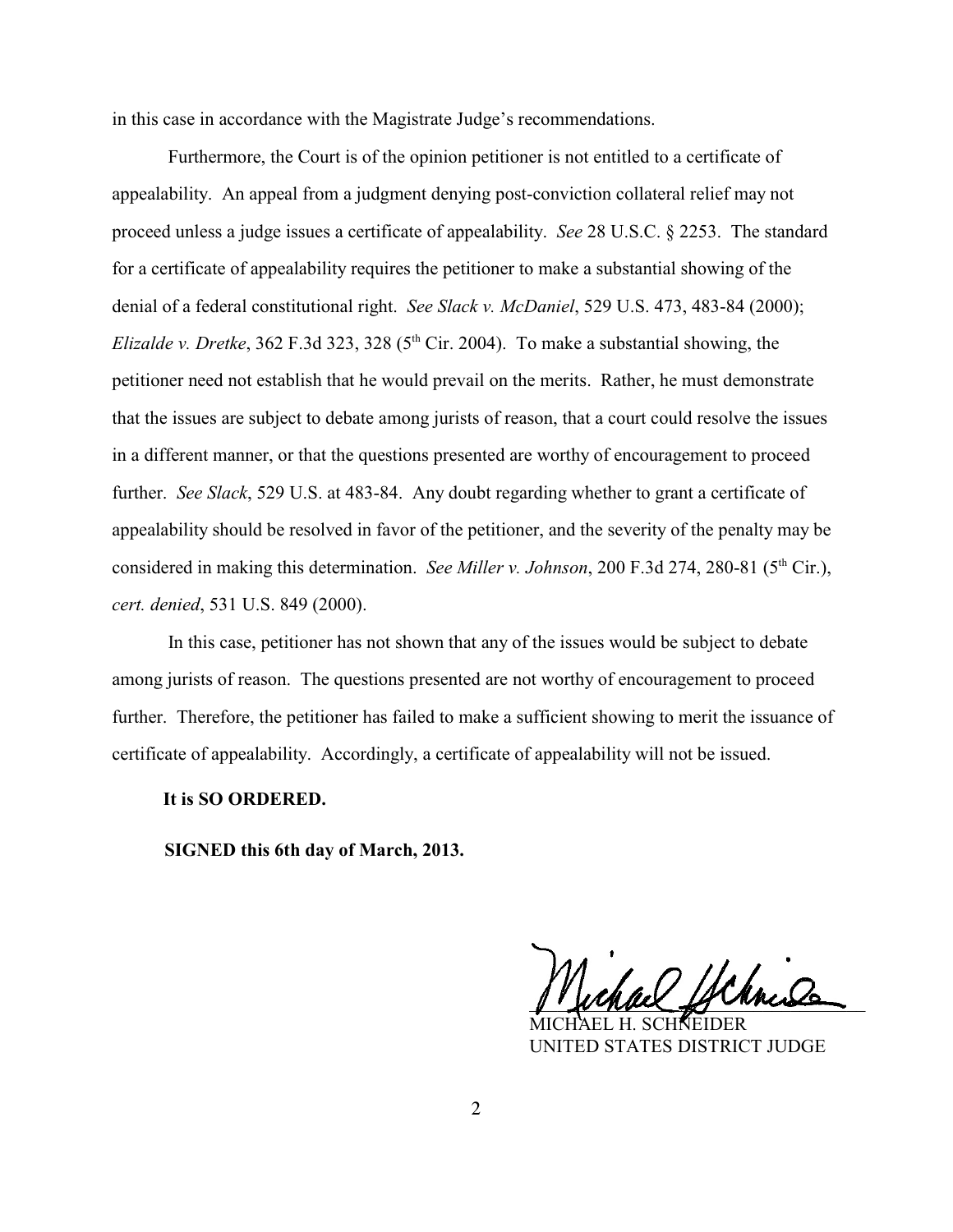in this case in accordance with the Magistrate Judge's recommendations.

Furthermore, the Court is of the opinion petitioner is not entitled to a certificate of appealability. An appeal from a judgment denying post-conviction collateral relief may not proceed unless a judge issues a certificate of appealability. *See* 28 U.S.C. § 2253. The standard for a certificate of appealability requires the petitioner to make a substantial showing of the denial of a federal constitutional right. *See Slack v. McDaniel*, 529 U.S. 473, 483-84 (2000); *Elizalde v. Dretke*, 362 F.3d 323, 328 (5th Cir. 2004). To make a substantial showing, the petitioner need not establish that he would prevail on the merits. Rather, he must demonstrate that the issues are subject to debate among jurists of reason, that a court could resolve the issues in a different manner, or that the questions presented are worthy of encouragement to proceed further. *See Slack*, 529 U.S. at 483-84. Any doubt regarding whether to grant a certificate of appealability should be resolved in favor of the petitioner, and the severity of the penalty may be considered in making this determination. *See Miller v. Johnson*, 200 F.3d 274, 280-81 (5th Cir.), *cert. denied*, 531 U.S. 849 (2000).

In this case, petitioner has not shown that any of the issues would be subject to debate among jurists of reason. The questions presented are not worthy of encouragement to proceed further. Therefore, the petitioner has failed to make a sufficient showing to merit the issuance of certificate of appealability. Accordingly, a certificate of appealability will not be issued.

**It is SO ORDERED.**

**SIGNED this 6th day of March, 2013.**

MICHAEL H. SCHNEIDER
UNITED STATES DISTRICT JUDGE